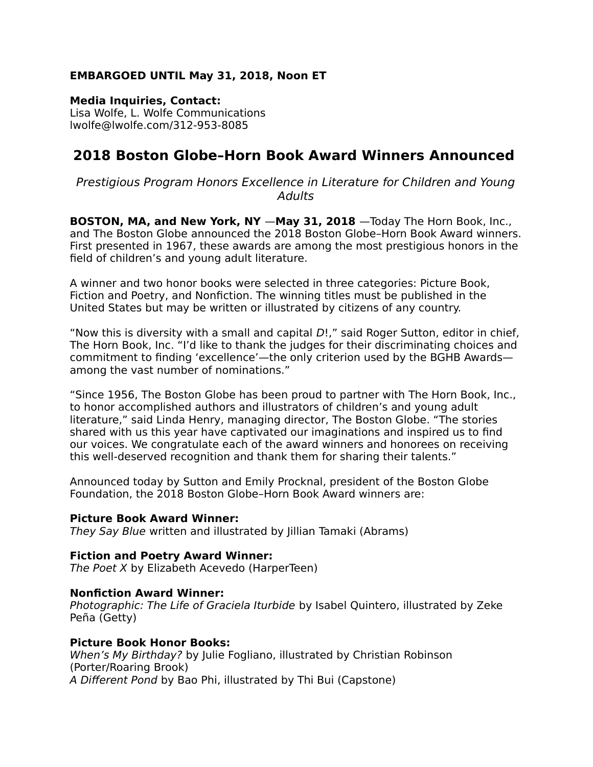**EMBARGOED UNTIL May 31, 2018, Noon ET**

**Media Inquiries, Contact:**
Lisa Wolfe, L. Wolfe Communications
lwolfe@lwolfe.com/312-953-8085

# 2018 Boston Globe–Horn Book Award Winners Announced

*Prestigious Program Honors Excellence in Literature for Children and Young Adults*

**BOSTON, MA, and New York, NY** —**May 31, 2018** —Today The Horn Book, Inc., and The Boston Globe announced the 2018 Boston Globe–Horn Book Award winners. First presented in 1967, these awards are among the most prestigious honors in the field of children's and young adult literature.

A winner and two honor books were selected in three categories: Picture Book, Fiction and Poetry, and Nonfiction. The winning titles must be published in the United States but may be written or illustrated by citizens of any country.

"Now this is diversity with a small and capital *D*!," said Roger Sutton, editor in chief, The Horn Book, Inc. "I'd like to thank the judges for their discriminating choices and commitment to finding 'excellence'—the only criterion used by the BGHB Awards—among the vast number of nominations."

"Since 1956, The Boston Globe has been proud to partner with The Horn Book, Inc., to honor accomplished authors and illustrators of children's and young adult literature," said Linda Henry, managing director, The Boston Globe. "The stories shared with us this year have captivated our imaginations and inspired us to find our voices. We congratulate each of the award winners and honorees on receiving this well-deserved recognition and thank them for sharing their talents."

Announced today by Sutton and Emily Procknal, president of the Boston Globe Foundation, the 2018 Boston Globe–Horn Book Award winners are:

**Picture Book Award Winner:**
*They Say Blue* written and illustrated by Jillian Tamaki (Abrams)

**Fiction and Poetry Award Winner:**
*The Poet X* by Elizabeth Acevedo (HarperTeen)

**Nonfiction Award Winner:**
*Photographic: The Life of Graciela Iturbide* by Isabel Quintero, illustrated by Zeke Peña (Getty)

**Picture Book Honor Books:**
*When's My Birthday?* by Julie Fogliano, illustrated by Christian Robinson (Porter/Roaring Brook)
*A Different Pond* by Bao Phi, illustrated by Thi Bui (Capstone)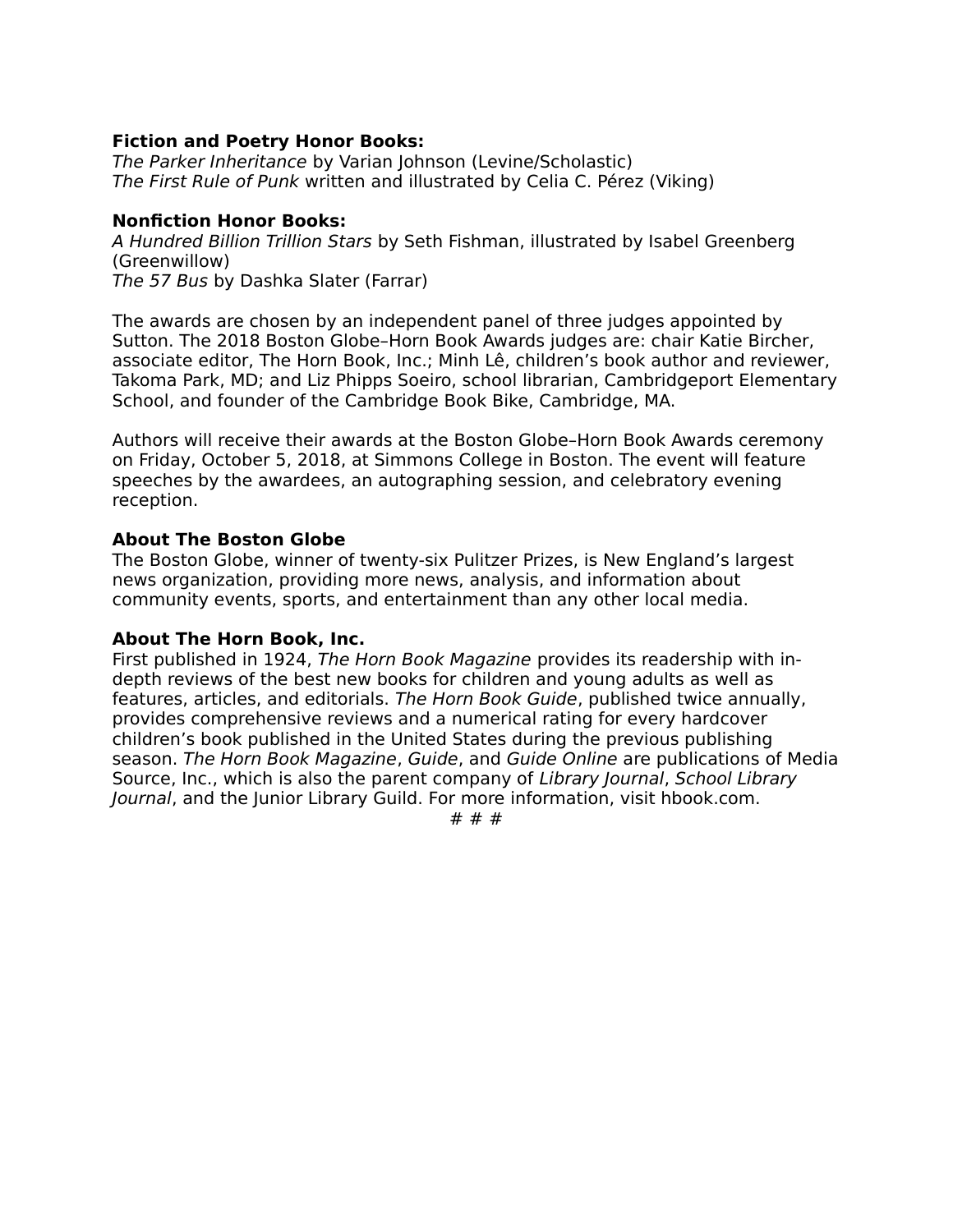**Fiction and Poetry Honor Books:**
*The Parker Inheritance* by Varian Johnson (Levine/Scholastic)
*The First Rule of Punk* written and illustrated by Celia C. Pérez (Viking)

**Nonfiction Honor Books:**
*A Hundred Billion Trillion Stars* by Seth Fishman, illustrated by Isabel Greenberg (Greenwillow)
*The 57 Bus* by Dashka Slater (Farrar)

The awards are chosen by an independent panel of three judges appointed by Sutton. The 2018 Boston Globe–Horn Book Awards judges are: chair Katie Bircher, associate editor, The Horn Book, Inc.; Minh Lê, children's book author and reviewer, Takoma Park, MD; and Liz Phipps Soeiro, school librarian, Cambridgeport Elementary School, and founder of the Cambridge Book Bike, Cambridge, MA.

Authors will receive their awards at the Boston Globe–Horn Book Awards ceremony on Friday, October 5, 2018, at Simmons College in Boston. The event will feature speeches by the awardees, an autographing session, and celebratory evening reception.

**About The Boston Globe**
The Boston Globe, winner of twenty-six Pulitzer Prizes, is New England's largest news organization, providing more news, analysis, and information about community events, sports, and entertainment than any other local media.

**About The Horn Book, Inc.**
First published in 1924, *The Horn Book Magazine* provides its readership with in-depth reviews of the best new books for children and young adults as well as features, articles, and editorials. *The Horn Book Guide*, published twice annually, provides comprehensive reviews and a numerical rating for every hardcover children's book published in the United States during the previous publishing season. *The Horn Book Magazine*, *Guide*, and *Guide Online* are publications of Media Source, Inc., which is also the parent company of *Library Journal*, *School Library Journal*, and the Junior Library Guild. For more information, visit hbook.com.

# # #